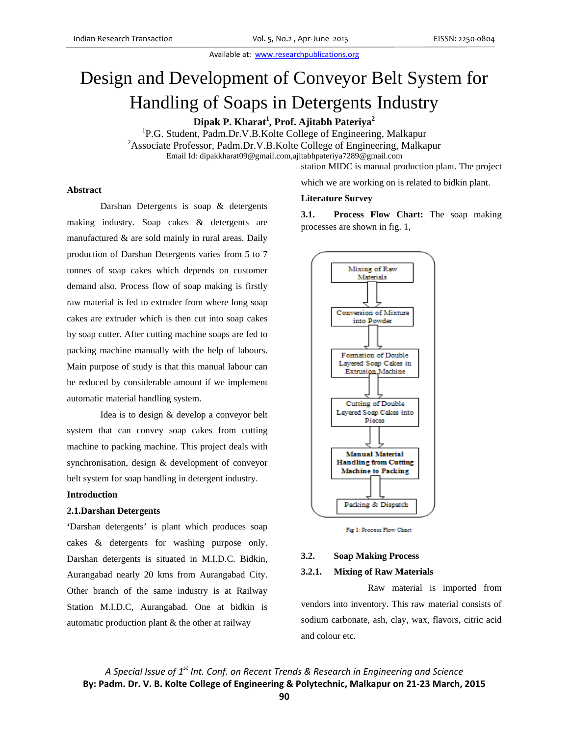Available at: www.researchpublications.org

# Design and Development of Conveyor Belt System for Handling of Soaps in Detergents Industry

**Dipak P. Kharat[1], Prof. Ajitabh Pateriya[2]**

[1]P.G. Student, Padm.Dr.V.B.Kolte College of Engineering, Malkapur

[2]Associate Professor, Padm.Dr.V.B.Kolte College of Engineering, Malkapur

Email Id: dipakkharat09@gmail.com,ajitabhpateriya7289@gmail.com

**Abstract**

Darshan Detergents is soap & detergents making industry. Soap cakes & detergents are manufactured & are sold mainly in rural areas. Daily production of Darshan Detergents varies from 5 to 7 tonnes of soap cakes which depends on customer demand also. Process flow of soap making is firstly raw material is fed to extruder from where long soap cakes are extruder which is then cut into soap cakes by soap cutter. After cutting machine soaps are fed to packing machine manually with the help of labours. Main purpose of study is that this manual labour can be reduced by considerable amount if we implement automatic material handling system.

Idea is to design & develop a conveyor belt system that can convey soap cakes from cutting machine to packing machine. This project deals with synchronisation, design & development of conveyor belt system for soap handling in detergent industry.

**Introduction**

**2.1.Darshan Detergents**

'Darshan detergents' is plant which produces soap cakes & detergents for washing purpose only. Darshan detergents is situated in M.I.D.C. Bidkin, Aurangabad nearly 20 kms from Aurangabad City. Other branch of the same industry is at Railway Station M.I.D.C, Aurangabad. One at bidkin is automatic production plant & the other at railway station MIDC is manual production plant. The project which we are working on is related to bidkin plant.

**Literature Survey**

**3.1. Process Flow Chart:** The soap making processes are shown in fig. 1,

Mixing of Raw Materials
↓
Conversion of Mixture into Powder
↓
Formation of Double Layered Soap Cakes in Extrusion Machine
↓
Cutting of Double Layered Soap Cakes into Pieces
↓
**Manual Material Handling from Cutting Machine to Packing**
↓
Packing & Dispatch

Fig 1: Process Flow Chart

**3.2. Soap Making Process**

**3.2.1. Mixing of Raw Materials**

Raw material is imported from vendors into inventory. This raw material consists of sodium carbonate, ash, clay, wax, flavors, citric acid and colour etc.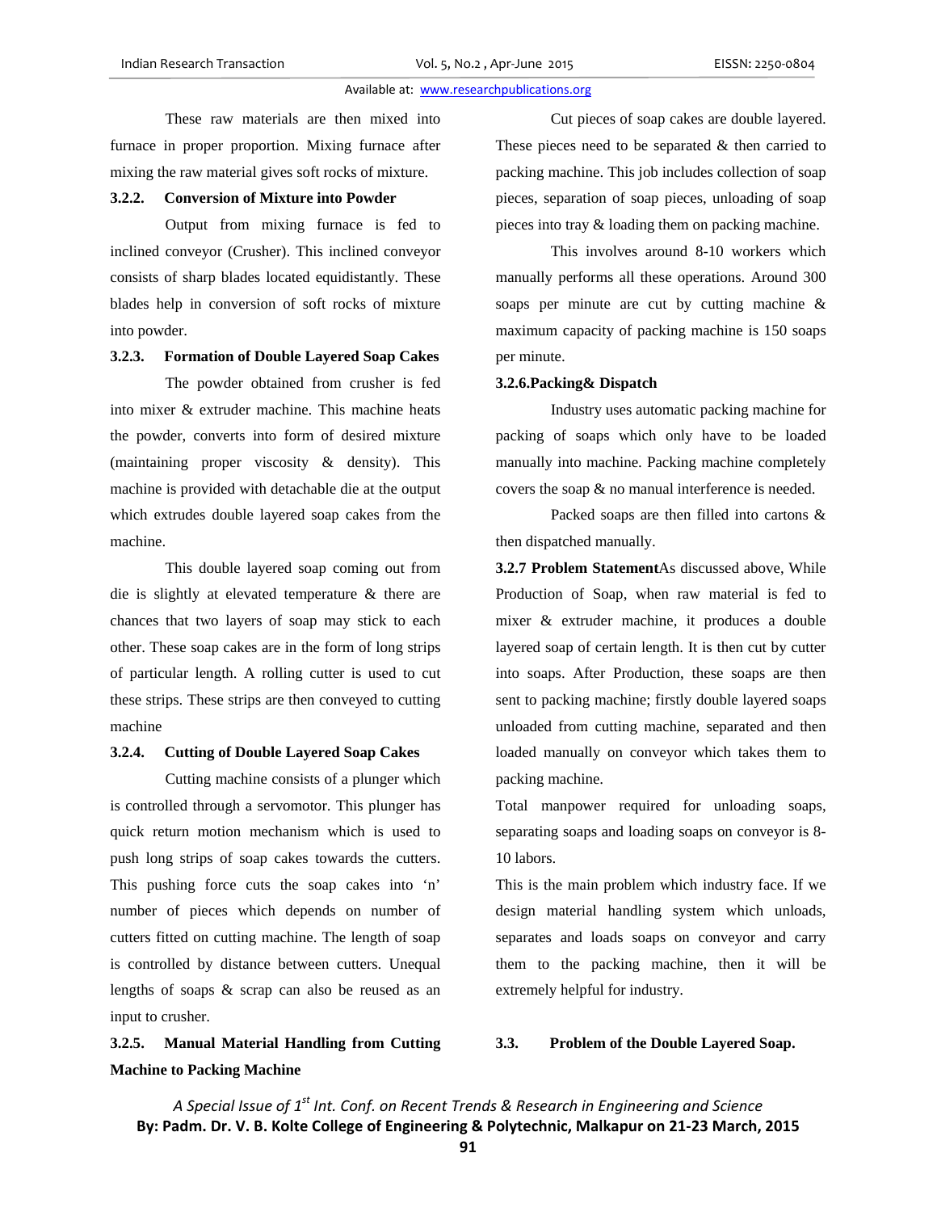These raw materials are then mixed into furnace in proper proportion. Mixing furnace after mixing the raw material gives soft rocks of mixture.

### 3.2.2. Conversion of Mixture into Powder

Output from mixing furnace is fed to inclined conveyor (Crusher). This inclined conveyor consists of sharp blades located equidistantly. These blades help in conversion of soft rocks of mixture into powder.

### 3.2.3. Formation of Double Layered Soap Cakes

The powder obtained from crusher is fed into mixer & extruder machine. This machine heats the powder, converts into form of desired mixture (maintaining proper viscosity & density). This machine is provided with detachable die at the output which extrudes double layered soap cakes from the machine.

This double layered soap coming out from die is slightly at elevated temperature & there are chances that two layers of soap may stick to each other. These soap cakes are in the form of long strips of particular length. A rolling cutter is used to cut these strips. These strips are then conveyed to cutting machine

### 3.2.4. Cutting of Double Layered Soap Cakes

Cutting machine consists of a plunger which is controlled through a servomotor. This plunger has quick return motion mechanism which is used to push long strips of soap cakes towards the cutters. This pushing force cuts the soap cakes into 'n' number of pieces which depends on number of cutters fitted on cutting machine. The length of soap is controlled by distance between cutters. Unequal lengths of soaps & scrap can also be reused as an input to crusher.

### 3.2.5. Manual Material Handling from Cutting Machine to Packing Machine

Cut pieces of soap cakes are double layered. These pieces need to be separated & then carried to packing machine. This job includes collection of soap pieces, separation of soap pieces, unloading of soap pieces into tray & loading them on packing machine.

This involves around 8-10 workers which manually performs all these operations. Around 300 soaps per minute are cut by cutting machine & maximum capacity of packing machine is 150 soaps per minute.

### 3.2.6.Packing& Dispatch

Industry uses automatic packing machine for packing of soaps which only have to be loaded manually into machine. Packing machine completely covers the soap & no manual interference is needed.

Packed soaps are then filled into cartons & then dispatched manually.

**3.2.7 Problem Statement**As discussed above, While Production of Soap, when raw material is fed to mixer & extruder machine, it produces a double layered soap of certain length. It is then cut by cutter into soaps. After Production, these soaps are then sent to packing machine; firstly double layered soaps unloaded from cutting machine, separated and then loaded manually on conveyor which takes them to packing machine.

Total manpower required for unloading soaps, separating soaps and loading soaps on conveyor is 8-10 labors.

This is the main problem which industry face. If we design material handling system which unloads, separates and loads soaps on conveyor and carry them to the packing machine, then it will be extremely helpful for industry.

## 3.3. Problem of the Double Layered Soap.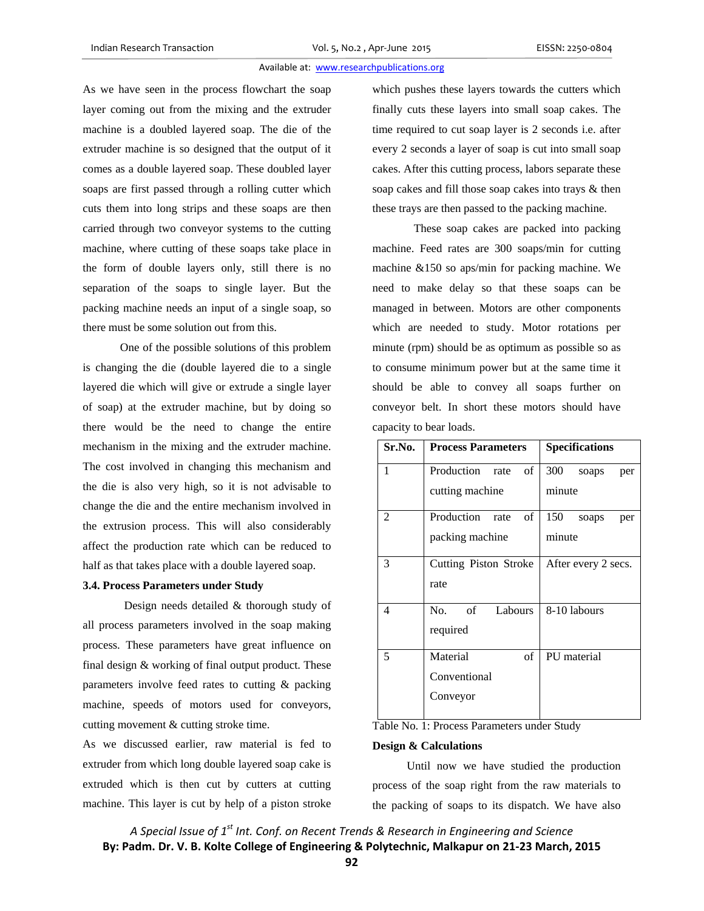As we have seen in the process flowchart the soap layer coming out from the mixing and the extruder machine is a doubled layered soap. The die of the extruder machine is so designed that the output of it comes as a double layered soap. These doubled layer soaps are first passed through a rolling cutter which cuts them into long strips and these soaps are then carried through two conveyor systems to the cutting machine, where cutting of these soaps take place in the form of double layers only, still there is no separation of the soaps to single layer. But the packing machine needs an input of a single soap, so there must be some solution out from this.

One of the possible solutions of this problem is changing the die (double layered die to a single layered die which will give or extrude a single layer of soap) at the extruder machine, but by doing so there would be the need to change the entire mechanism in the mixing and the extruder machine. The cost involved in changing this mechanism and the die is also very high, so it is not advisable to change the die and the entire mechanism involved in the extrusion process. This will also considerably affect the production rate which can be reduced to half as that takes place with a double layered soap.

### 3.4. Process Parameters under Study

Design needs detailed & thorough study of all process parameters involved in the soap making process. These parameters have great influence on final design & working of final output product. These parameters involve feed rates to cutting & packing machine, speeds of motors used for conveyors, cutting movement & cutting stroke time.

As we discussed earlier, raw material is fed to extruder from which long double layered soap cake is extruded which is then cut by cutters at cutting machine. This layer is cut by help of a piston stroke which pushes these layers towards the cutters which finally cuts these layers into small soap cakes. The time required to cut soap layer is 2 seconds i.e. after every 2 seconds a layer of soap is cut into small soap cakes. After this cutting process, labors separate these soap cakes and fill those soap cakes into trays & then these trays are then passed to the packing machine.

These soap cakes are packed into packing machine. Feed rates are 300 soaps/min for cutting machine &150 so aps/min for packing machine. We need to make delay so that these soaps can be managed in between. Motors are other components which are needed to study. Motor rotations per minute (rpm) should be as optimum as possible so as to consume minimum power but at the same time it should be able to convey all soaps further on conveyor belt. In short these motors should have capacity to bear loads.

| Sr.No. | Process Parameters | Specifications |
|---|---|---|
| 1 | Production rate of cutting machine | 300 soaps per minute |
| 2 | Production rate of packing machine | 150 soaps per minute |
| 3 | Cutting Piston Stroke rate | After every 2 secs. |
| 4 | No. of Labours required | 8-10 labours |
| 5 | Material of Conventional Conveyor | PU material |

Table No. 1: Process Parameters under Study

**Design & Calculations**

Until now we have studied the production process of the soap right from the raw materials to the packing of soaps to its dispatch. We have also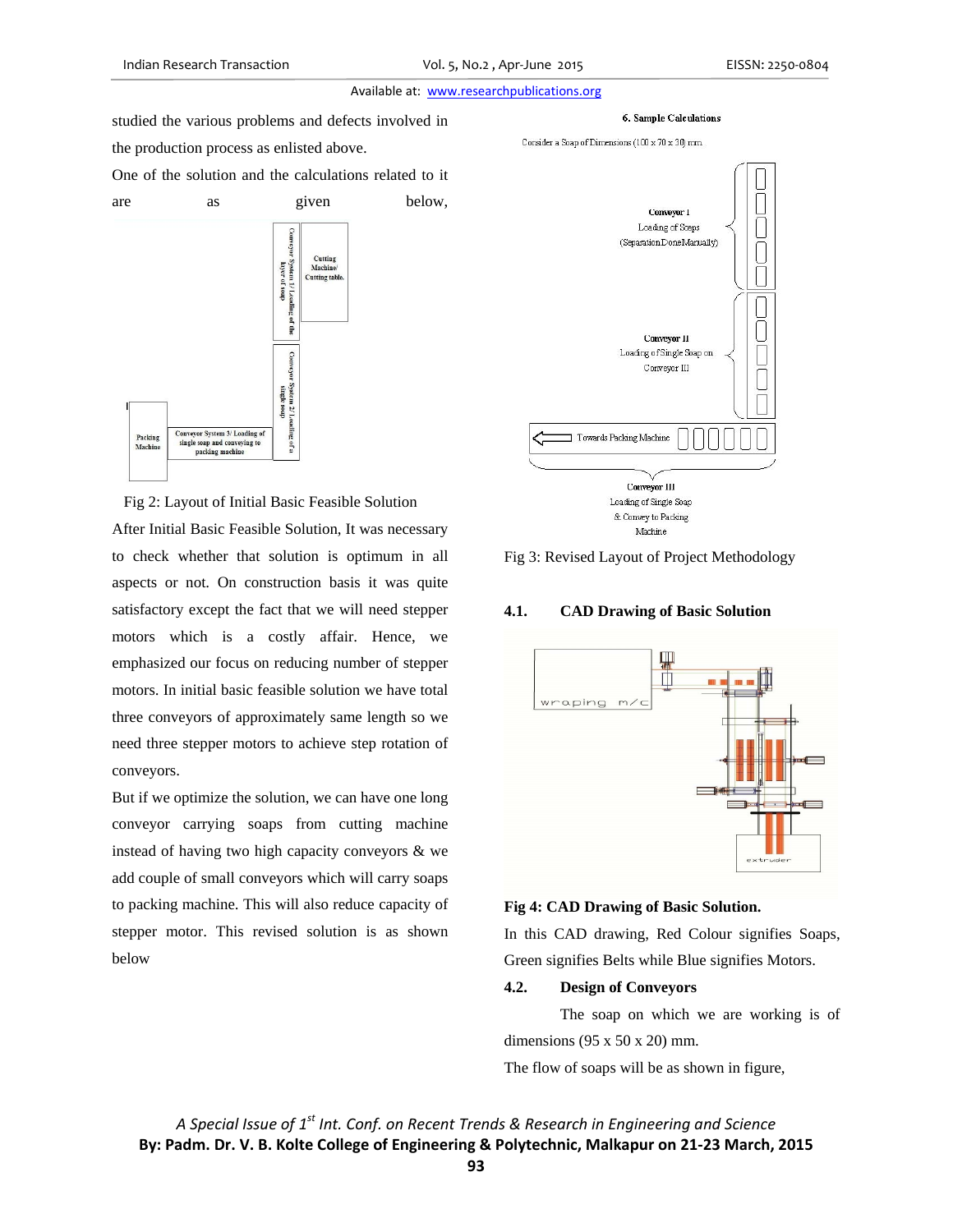studied the various problems and defects involved in the production process as enlisted above.

One of the solution and the calculations related to it are as given below,

Fig 2: Layout of Initial Basic Feasible Solution

After Initial Basic Feasible Solution, It was necessary to check whether that solution is optimum in all aspects or not. On construction basis it was quite satisfactory except the fact that we will need stepper motors which is a costly affair. Hence, we emphasized our focus on reducing number of stepper motors. In initial basic feasible solution we have total three conveyors of approximately same length so we need three stepper motors to achieve step rotation of conveyors.

But if we optimize the solution, we can have one long conveyor carrying soaps from cutting machine instead of having two high capacity conveyors & we add couple of small conveyors which will carry soaps to packing machine. This will also reduce capacity of stepper motor. This revised solution is as shown below

Fig 3: Revised Layout of Project Methodology

### 4.1. CAD Drawing of Basic Solution

**Fig 4: CAD Drawing of Basic Solution.**

In this CAD drawing, Red Colour signifies Soaps, Green signifies Belts while Blue signifies Motors.

### 4.2. Design of Conveyors

The soap on which we are working is of dimensions (95 x 50 x 20) mm.

The flow of soaps will be as shown in figure,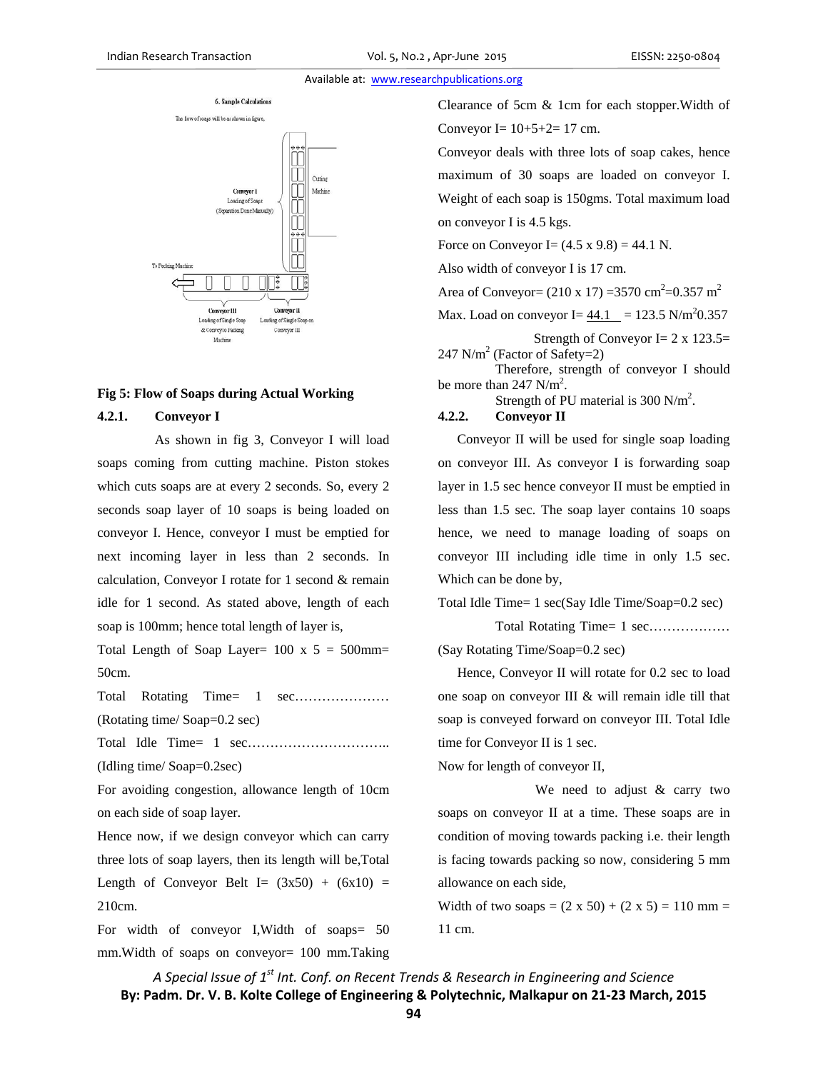6. Sample Calculations

The flow of soaps will be as shown in figure,

Fig 5: Flow of Soaps during Actual Working

#### 4.2.1. Conveyor I

As shown in fig 3, Conveyor I will load soaps coming from cutting machine. Piston stokes which cuts soaps are at every 2 seconds. So, every 2 seconds soap layer of 10 soaps is being loaded on conveyor I. Hence, conveyor I must be emptied for next incoming layer in less than 2 seconds. In calculation, Conveyor I rotate for 1 second & remain idle for 1 second. As stated above, length of each soap is 100mm; hence total length of layer is,

Total Length of Soap Layer= 100 x 5 = 500mm= 50cm.

Total Rotating Time= 1 sec………………… (Rotating time/ Soap=0.2 sec)

Total Idle Time= 1 sec………………………….. (Idling time/ Soap=0.2sec)

For avoiding congestion, allowance length of 10cm on each side of soap layer.

Hence now, if we design conveyor which can carry three lots of soap layers, then its length will be,Total Length of Conveyor Belt I= (3x50) + (6x10) = 210cm.

For width of conveyor I,Width of soaps= 50 mm.Width of soaps on conveyor= 100 mm.Taking Clearance of 5cm & 1cm for each stopper.Width of Conveyor I= 10+5+2= 17 cm.

Conveyor deals with three lots of soap cakes, hence maximum of 30 soaps are loaded on conveyor I. Weight of each soap is 150gms. Total maximum load on conveyor I is 4.5 kgs.

Force on Conveyor I= (4.5 x 9.8) = 44.1 N.

Also width of conveyor I is 17 cm.

Area of Conveyor= (210 x 17) =3570 $cm^2$=0.357 $m^2$

Max. Load on conveyor I= $\frac{44.1}{0.357}$ = 123.5 N/$m^2$

Strength of Conveyor I= 2 x 123.5= 247 N/$m^2$ (Factor of Safety=2)

Therefore, strength of conveyor I should be more than 247 N/$m^2$.

Strength of PU material is 300 N/$m^2$.

#### 4.2.2. Conveyor II

Conveyor II will be used for single soap loading on conveyor III. As conveyor I is forwarding soap layer in 1.5 sec hence conveyor II must be emptied in less than 1.5 sec. The soap layer contains 10 soaps hence, we need to manage loading of soaps on conveyor III including idle time in only 1.5 sec. Which can be done by,

Total Idle Time= 1 sec(Say Idle Time/Soap=0.2 sec)

Total Rotating Time= 1 sec……………… (Say Rotating Time/Soap=0.2 sec)

Hence, Conveyor II will rotate for 0.2 sec to load one soap on conveyor III & will remain idle till that soap is conveyed forward on conveyor III. Total Idle time for Conveyor II is 1 sec.

Now for length of conveyor II,

We need to adjust & carry two soaps on conveyor II at a time. These soaps are in condition of moving towards packing i.e. their length is facing towards packing so now, considering 5 mm allowance on each side,

Width of two soaps = (2 x 50) + (2 x 5) = 110 mm = 11 cm.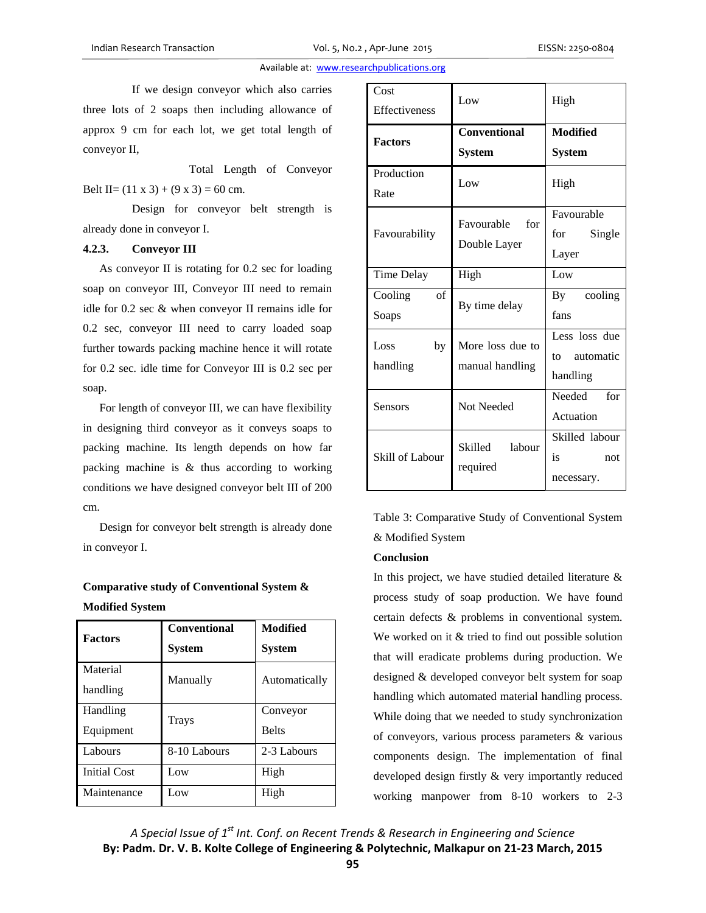If we design conveyor which also carries three lots of 2 soaps then including allowance of approx 9 cm for each lot, we get total length of conveyor II,

Total Length of Conveyor Belt II= (11 x 3) + (9 x 3) = 60 cm.

Design for conveyor belt strength is already done in conveyor I.

#### 4.2.3. Conveyor III

As conveyor II is rotating for 0.2 sec for loading soap on conveyor III, Conveyor III need to remain idle for 0.2 sec & when conveyor II remains idle for 0.2 sec, conveyor III need to carry loaded soap further towards packing machine hence it will rotate for 0.2 sec. idle time for Conveyor III is 0.2 sec per soap.

For length of conveyor III, we can have flexibility in designing third conveyor as it conveys soaps to packing machine. Its length depends on how far packing machine is & thus according to working conditions we have designed conveyor belt III of 200 cm.

Design for conveyor belt strength is already done in conveyor I.

**Comparative study of Conventional System & Modified System**

| Factors | Conventional System | Modified System |
|---|---|---|
| Material handling | Manually | Automatically |
| Handling Equipment | Trays | Conveyor Belts |
| Labours | 8-10 Labours | 2-3 Labours |
| Initial Cost | Low | High |
| Maintenance | Low | High |
| Cost Effectiveness | Low | High |
| Production Rate | Low | High |
| Favourability | Favourable for Double Layer | Favourable for Single Layer |
| Time Delay | High | Low |
| Cooling of Soaps | By time delay | By cooling fans |
| Loss by handling | More loss due to manual handling | Less loss due to automatic handling |
| Sensors | Not Needed | Needed for Actuation |
| Skill of Labour | Skilled labour required | Skilled labour is not necessary. |

Table 3: Comparative Study of Conventional System & Modified System

**Conclusion**

In this project, we have studied detailed literature & process study of soap production. We have found certain defects & problems in conventional system. We worked on it & tried to find out possible solution that will eradicate problems during production. We designed & developed conveyor belt system for soap handling which automated material handling process. While doing that we needed to study synchronization of conveyors, various process parameters & various components design. The implementation of final developed design firstly & very importantly reduced working manpower from 8-10 workers to 2-3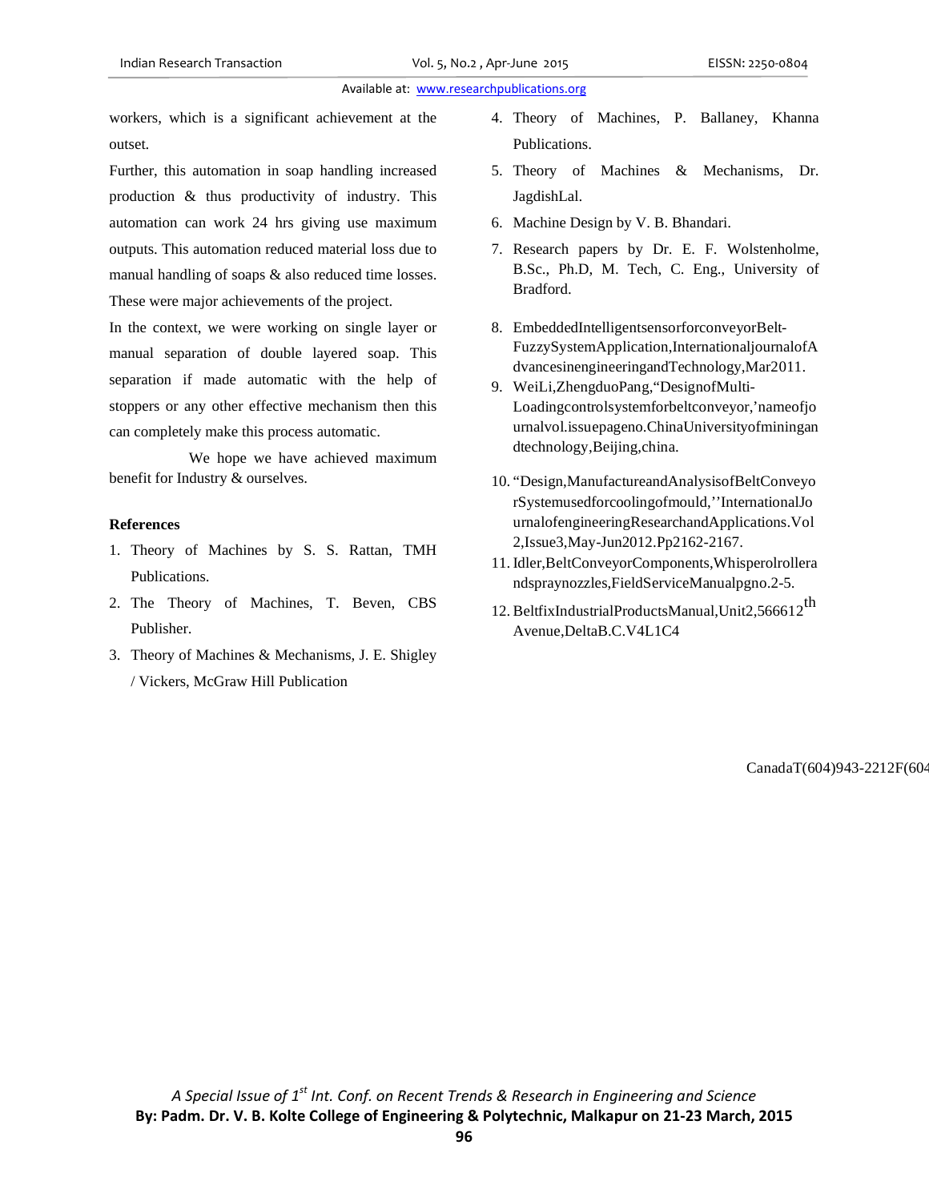workers, which is a significant achievement at the outset.

Further, this automation in soap handling increased production & thus productivity of industry. This automation can work 24 hrs giving use maximum outputs. This automation reduced material loss due to manual handling of soaps & also reduced time losses. These were major achievements of the project.

In the context, we were working on single layer or manual separation of double layered soap. This separation if made automatic with the help of stoppers or any other effective mechanism then this can completely make this process automatic.

We hope we have achieved maximum benefit for Industry & ourselves.

**References**

1. Theory of Machines by S. S. Rattan, TMH Publications.
2. The Theory of Machines, T. Beven, CBS Publisher.
3. Theory of Machines & Mechanisms, J. E. Shigley / Vickers, McGraw Hill Publication
4. Theory of Machines, P. Ballaney, Khanna Publications.
5. Theory of Machines & Mechanisms, Dr. JagdishLal.
6. Machine Design by V. B. Bhandari.
7. Research papers by Dr. E. F. Wolstenholme, B.Sc., Ph.D, M. Tech, C. Eng., University of Bradford.
8. EmbeddedIntelligentsensorforconveyorBelt-FuzzySystemApplication,InternationaljournalofAdvancesinengineeringandTechnology,Mar2011.
9. WeiLi,ZhengduoPang,"DesignofMulti-Loadingcontrolsystemforbeltconveyor,'nameofjournalvol.issuepageno.ChinaUniversityofminingandtechnology,Beijing,china.
10. "Design,ManufactureandAnalysisofBeltConveyorSystemusedforcoolingofmould,''InternationalJournalofengineeringResearchandApplications.Vol 2,Issue3,May-Jun2012.Pp2162-2167.
11. Idler,BeltConveyorComponents,Whisperolrollerandspraynozzles,FieldServiceManualpgno.2-5.
12. BeltfixIndustrialProductsManual,Unit2,566612th Avenue,DeltaB.C.V4L1C4

CanadaT(604)943-2212F(604